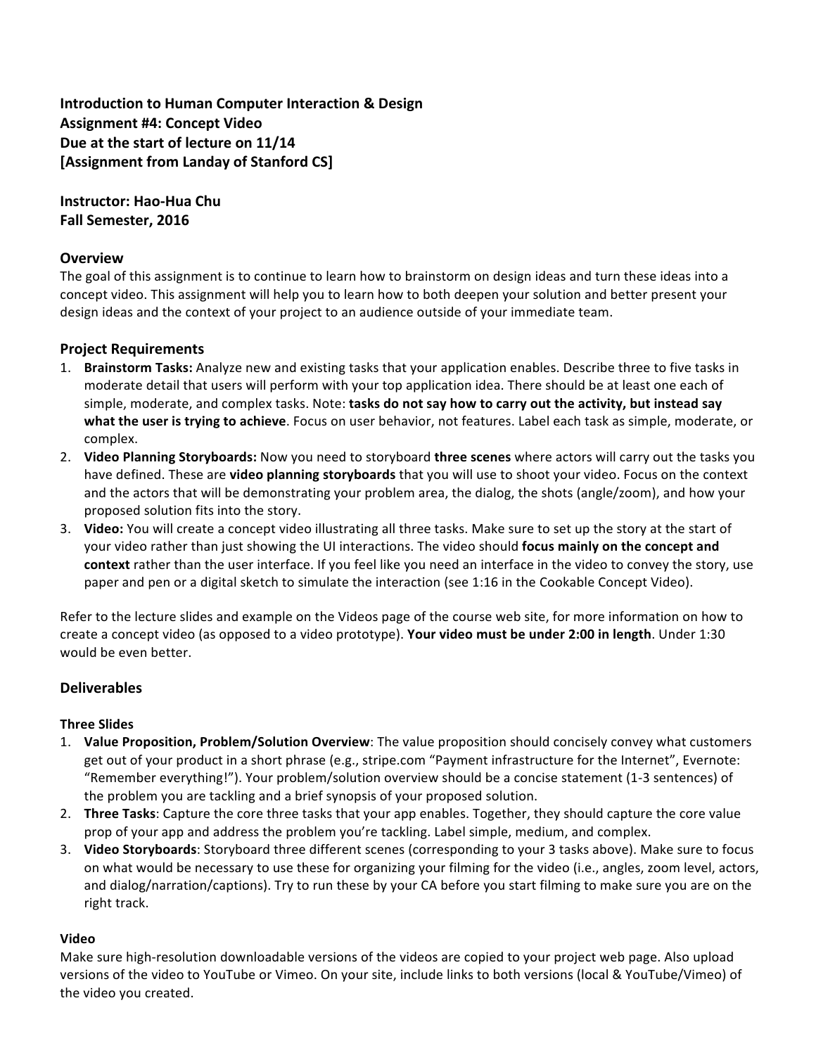**Introduction to Human Computer Interaction & Design**
**Assignment #4: Concept Video**
**Due at the start of lecture on 11/14**
**[Assignment from Landay of Stanford CS]**

**Instructor: Hao-Hua Chu**
**Fall Semester, 2016**

## Overview

The goal of this assignment is to continue to learn how to brainstorm on design ideas and turn these ideas into a concept video. This assignment will help you to learn how to both deepen your solution and better present your design ideas and the context of your project to an audience outside of your immediate team.

## Project Requirements

1. **Brainstorm Tasks:** Analyze new and existing tasks that your application enables. Describe three to five tasks in moderate detail that users will perform with your top application idea. There should be at least one each of simple, moderate, and complex tasks. Note: **tasks do not say how to carry out the activity, but instead say what the user is trying to achieve**. Focus on user behavior, not features. Label each task as simple, moderate, or complex.
2. **Video Planning Storyboards:** Now you need to storyboard **three scenes** where actors will carry out the tasks you have defined. These are **video planning storyboards** that you will use to shoot your video. Focus on the context and the actors that will be demonstrating your problem area, the dialog, the shots (angle/zoom), and how your proposed solution fits into the story.
3. **Video:** You will create a concept video illustrating all three tasks. Make sure to set up the story at the start of your video rather than just showing the UI interactions. The video should **focus mainly on the concept and context** rather than the user interface. If you feel like you need an interface in the video to convey the story, use paper and pen or a digital sketch to simulate the interaction (see 1:16 in the Cookable Concept Video).

Refer to the lecture slides and example on the Videos page of the course web site, for more information on how to create a concept video (as opposed to a video prototype). **Your video must be under 2:00 in length**. Under 1:30 would be even better.

## Deliverables

### Three Slides

1. **Value Proposition, Problem/Solution Overview**: The value proposition should concisely convey what customers get out of your product in a short phrase (e.g., stripe.com "Payment infrastructure for the Internet", Evernote: "Remember everything!"). Your problem/solution overview should be a concise statement (1-3 sentences) of the problem you are tackling and a brief synopsis of your proposed solution.
2. **Three Tasks**: Capture the core three tasks that your app enables. Together, they should capture the core value prop of your app and address the problem you're tackling. Label simple, medium, and complex.
3. **Video Storyboards**: Storyboard three different scenes (corresponding to your 3 tasks above). Make sure to focus on what would be necessary to use these for organizing your filming for the video (i.e., angles, zoom level, actors, and dialog/narration/captions). Try to run these by your CA before you start filming to make sure you are on the right track.

### Video

Make sure high-resolution downloadable versions of the videos are copied to your project web page. Also upload versions of the video to YouTube or Vimeo. On your site, include links to both versions (local & YouTube/Vimeo) of the video you created.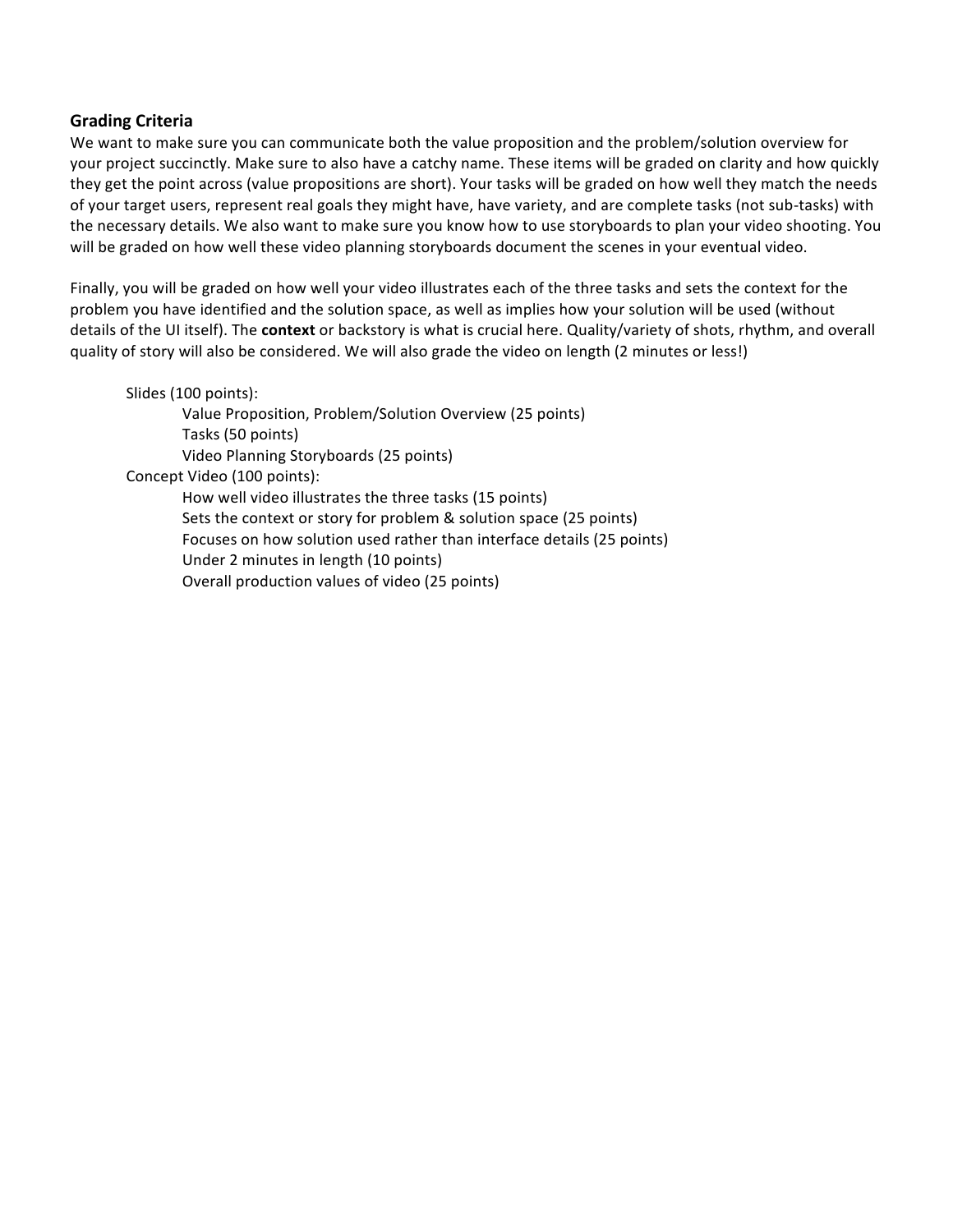**Grading Criteria**

We want to make sure you can communicate both the value proposition and the problem/solution overview for your project succinctly. Make sure to also have a catchy name. These items will be graded on clarity and how quickly they get the point across (value propositions are short). Your tasks will be graded on how well they match the needs of your target users, represent real goals they might have, have variety, and are complete tasks (not sub-tasks) with the necessary details. We also want to make sure you know how to use storyboards to plan your video shooting. You will be graded on how well these video planning storyboards document the scenes in your eventual video.

Finally, you will be graded on how well your video illustrates each of the three tasks and sets the context for the problem you have identified and the solution space, as well as implies how your solution will be used (without details of the UI itself). The **context** or backstory is what is crucial here. Quality/variety of shots, rhythm, and overall quality of story will also be considered. We will also grade the video on length (2 minutes or less!)

- Slides (100 points):
  - Value Proposition, Problem/Solution Overview (25 points)
  - Tasks (50 points)
  - Video Planning Storyboards (25 points)
- Concept Video (100 points):
  - How well video illustrates the three tasks (15 points)
  - Sets the context or story for problem & solution space (25 points)
  - Focuses on how solution used rather than interface details (25 points)
  - Under 2 minutes in length (10 points)
  - Overall production values of video (25 points)